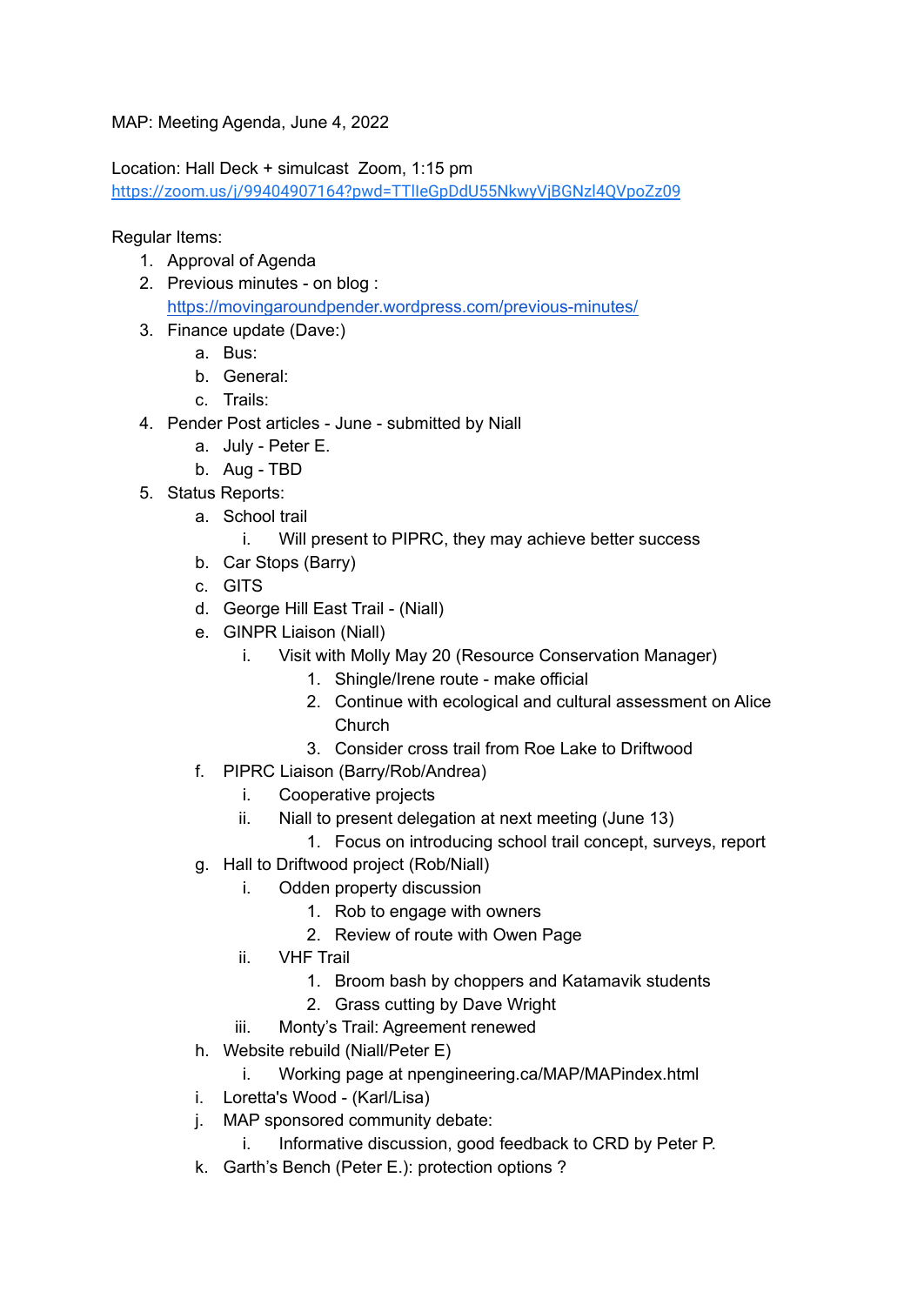MAP: Meeting Agenda, June 4, 2022

Location: Hall Deck + simulcast Zoom, 1:15 pm
[https://zoom.us/j/99404907164?pwd=TTlleGpDdU55NkwyVjBGNzl4QVpoZz09](https://zoom.us/j/99404907164?pwd=TTlleGpDdU55NkwyVjBGNzl4QVpoZz09)

Regular Items:

1. Approval of Agenda
2. Previous minutes - on blog : [https://movingaroundpender.wordpress.com/previous-minutes/](https://movingaroundpender.wordpress.com/previous-minutes/)
3. Finance update (Dave:)
    a. Bus:
    b. General:
    c. Trails:
4. Pender Post articles - June - submitted by Niall
    a. July - Peter E.
    b. Aug - TBD
5. Status Reports:
    a. School trail
        i. Will present to PIPRC, they may achieve better success
    b. Car Stops (Barry)
    c. GITS
    d. George Hill East Trail - (Niall)
    e. GINPR Liaison (Niall)
        i. Visit with Molly May 20 (Resource Conservation Manager)
            1. Shingle/Irene route - make official
            2. Continue with ecological and cultural assessment on Alice Church
            3. Consider cross trail from Roe Lake to Driftwood
    f. PIPRC Liaison (Barry/Rob/Andrea)
        i. Cooperative projects
        ii. Niall to present delegation at next meeting (June 13)
            1. Focus on introducing school trail concept, surveys, report
    g. Hall to Driftwood project (Rob/Niall)
        i. Odden property discussion
            1. Rob to engage with owners
            2. Review of route with Owen Page
        ii. VHF Trail
            1. Broom bash by choppers and Katamavik students
            2. Grass cutting by Dave Wright
        iii. Monty's Trail: Agreement renewed
    h. Website rebuild (Niall/Peter E)
        i. Working page at npengineering.ca/MAP/MAPindex.html
    i. Loretta's Wood - (Karl/Lisa)
    j. MAP sponsored community debate:
        i. Informative discussion, good feedback to CRD by Peter P.
    k. Garth's Bench (Peter E.): protection options ?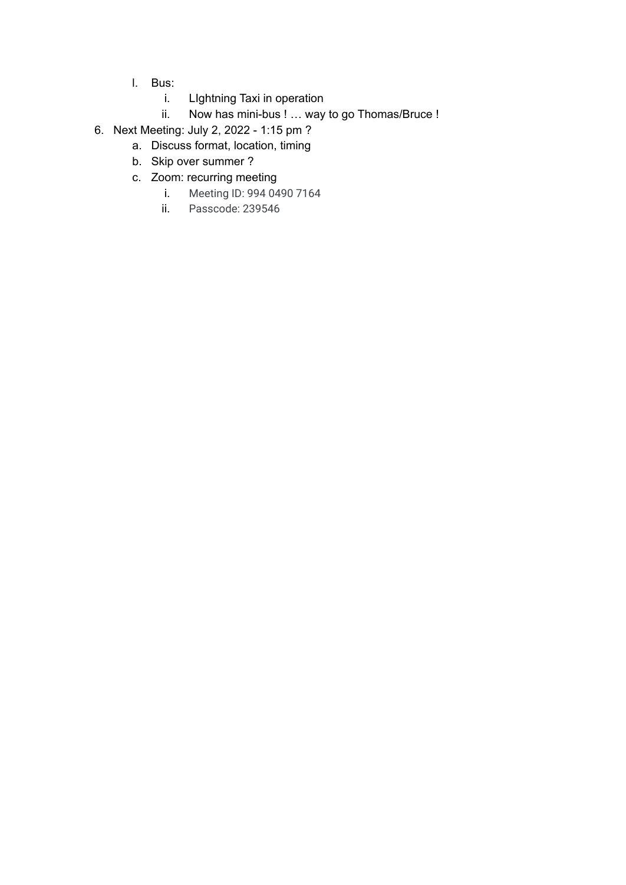l. Bus:
    i. LIghtning Taxi in operation
    ii. Now has mini-bus ! … way to go Thomas/Bruce !

6. Next Meeting: July 2, 2022 - 1:15 pm ?
    a. Discuss format, location, timing
    b. Skip over summer ?
    c. Zoom: recurring meeting
        i. Meeting ID: 994 0490 7164
        ii. Passcode: 239546